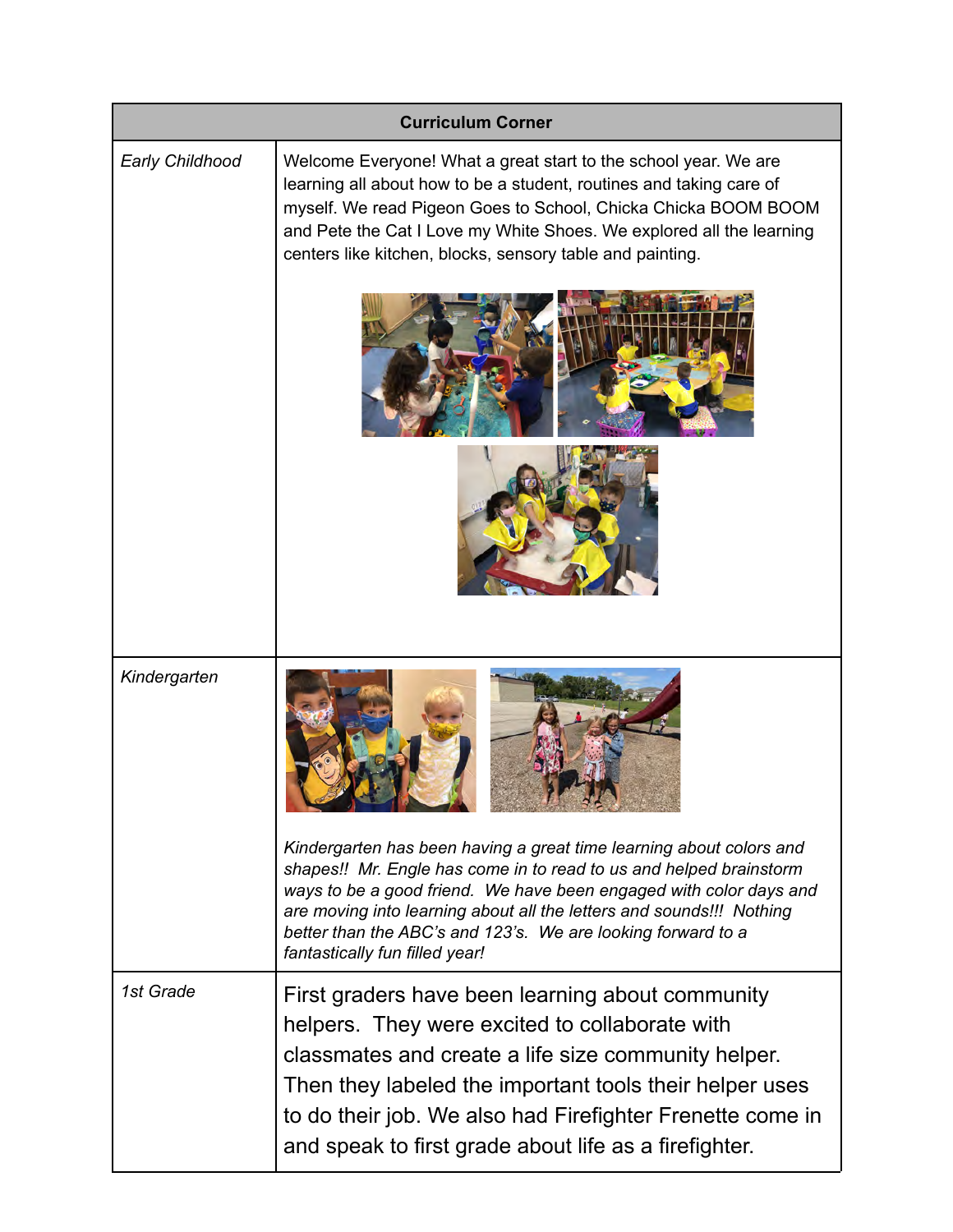| Curriculum Corner | |
|---|---|
| *Early Childhood* | Welcome Everyone! What a great start to the school year. We are learning all about how to be a student, routines and taking care of myself. We read Pigeon Goes to School, Chicka Chicka BOOM BOOM and Pete the Cat I Love my White Shoes. We explored all the learning centers like kitchen, blocks, sensory table and painting. |
| *Kindergarten* | *Kindergarten has been having a great time learning about colors and shapes!! Mr. Engle has come in to read to us and helped brainstorm ways to be a good friend. We have been engaged with color days and are moving into learning about all the letters and sounds!!! Nothing better than the ABC's and 123's. We are looking forward to a fantastically fun filled year!* |
| *1st Grade* | First graders have been learning about community helpers. They were excited to collaborate with classmates and create a life size community helper. Then they labeled the important tools their helper uses to do their job. We also had Firefighter Frenette come in and speak to first grade about life as a firefighter. |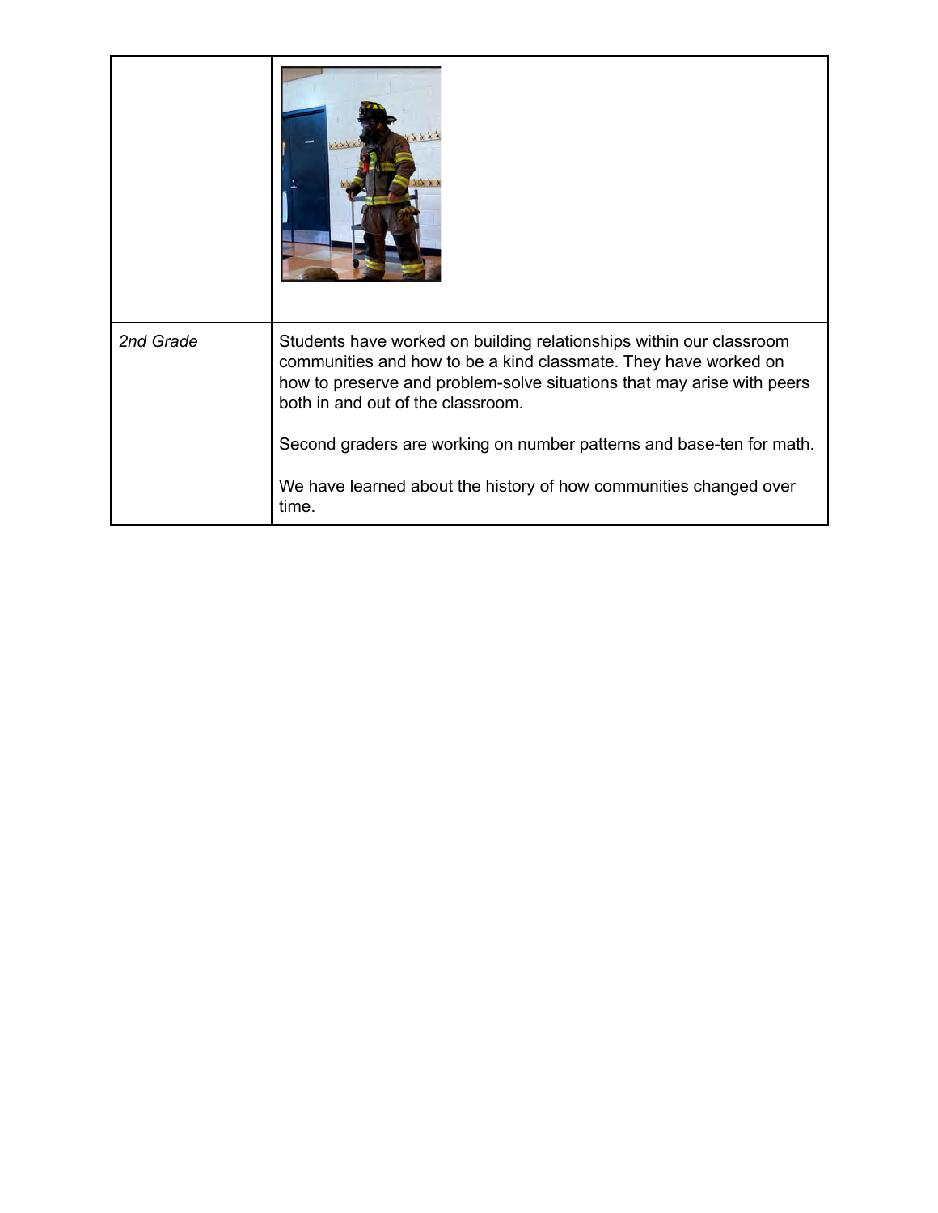| | |
|---|---|
| | |
| *2nd Grade* | Students have worked on building relationships within our classroom communities and how to be a kind classmate. They have worked on how to preserve and problem-solve situations that may arise with peers both in and out of the classroom.<br><br>Second graders are working on number patterns and base-ten for math.<br><br>We have learned about the history of how communities changed over time. |